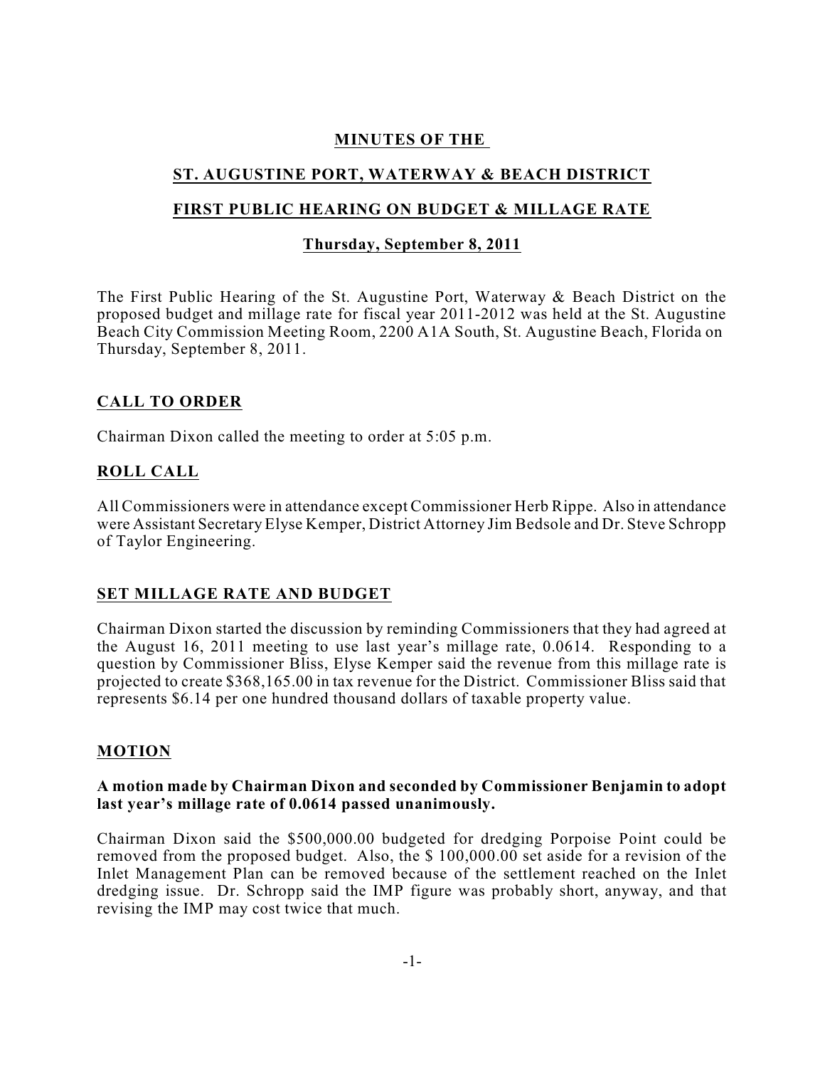**MINUTES OF THE**

**ST. AUGUSTINE PORT, WATERWAY & BEACH DISTRICT**

**FIRST PUBLIC HEARING ON BUDGET & MILLAGE RATE**

**Thursday, September 8, 2011**

The First Public Hearing of the St. Augustine Port, Waterway & Beach District on the proposed budget and millage rate for fiscal year 2011-2012 was held at the St. Augustine Beach City Commission Meeting Room, 2200 A1A South, St. Augustine Beach, Florida on Thursday, September 8, 2011.

## CALL TO ORDER

Chairman Dixon called the meeting to order at 5:05 p.m.

## ROLL CALL

All Commissioners were in attendance except Commissioner Herb Rippe. Also in attendance were Assistant Secretary Elyse Kemper, District Attorney Jim Bedsole and Dr. Steve Schropp of Taylor Engineering.

## SET MILLAGE RATE AND BUDGET

Chairman Dixon started the discussion by reminding Commissioners that they had agreed at the August 16, 2011 meeting to use last year's millage rate, 0.0614. Responding to a question by Commissioner Bliss, Elyse Kemper said the revenue from this millage rate is projected to create $368,165.00 in tax revenue for the District. Commissioner Bliss said that represents $6.14 per one hundred thousand dollars of taxable property value.

## MOTION

**A motion made by Chairman Dixon and seconded by Commissioner Benjamin to adopt last year's millage rate of 0.0614 passed unanimously.**

Chairman Dixon said the $500,000.00 budgeted for dredging Porpoise Point could be removed from the proposed budget. Also, the $ 100,000.00 set aside for a revision of the Inlet Management Plan can be removed because of the settlement reached on the Inlet dredging issue. Dr. Schropp said the IMP figure was probably short, anyway, and that revising the IMP may cost twice that much.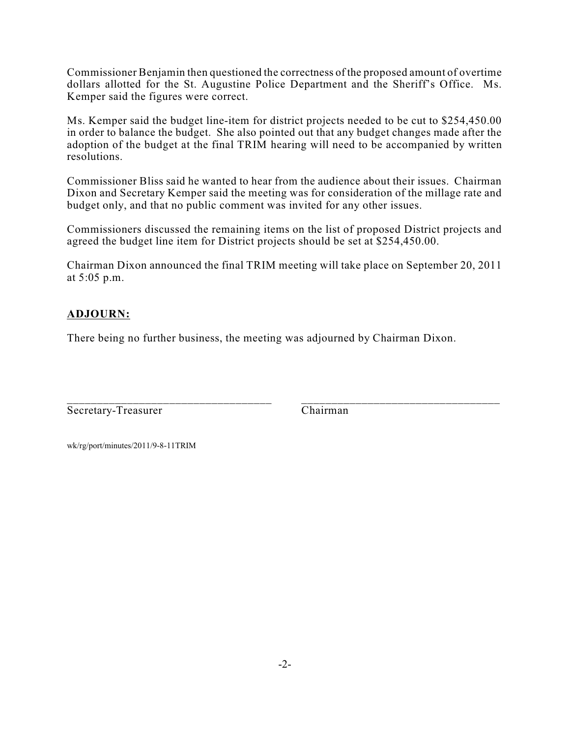Commissioner Benjamin then questioned the correctness of the proposed amount of overtime dollars allotted for the St. Augustine Police Department and the Sheriff's Office. Ms. Kemper said the figures were correct.

Ms. Kemper said the budget line-item for district projects needed to be cut to $254,450.00 in order to balance the budget. She also pointed out that any budget changes made after the adoption of the budget at the final TRIM hearing will need to be accompanied by written resolutions.

Commissioner Bliss said he wanted to hear from the audience about their issues. Chairman Dixon and Secretary Kemper said the meeting was for consideration of the millage rate and budget only, and that no public comment was invited for any other issues.

Commissioners discussed the remaining items on the list of proposed District projects and agreed the budget line item for District projects should be set at $254,450.00.

Chairman Dixon announced the final TRIM meeting will take place on September 20, 2011 at 5:05 p.m.

**ADJOURN:**

There being no further business, the meeting was adjourned by Chairman Dixon.

___________________________________ ___________________________________

Secretary-Treasurer Chairman

wk/rg/port/minutes/2011/9-8-11TRIM